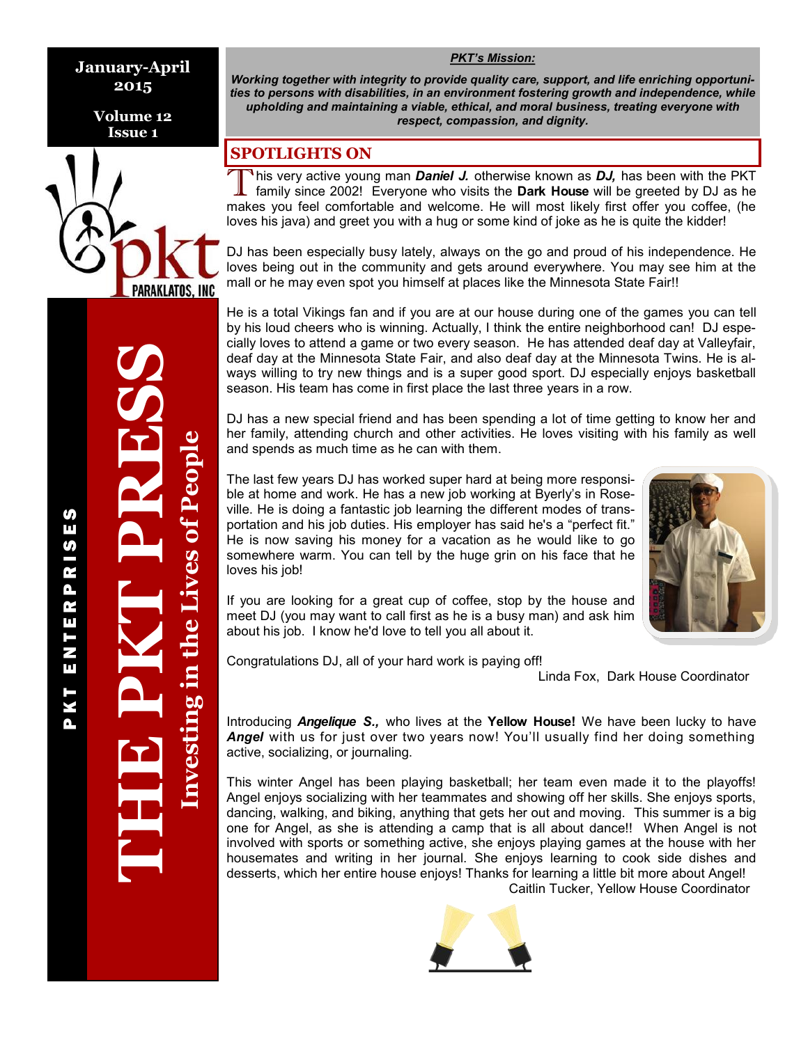January-April 2015

Volume 12
Issue 1

PARAKLATOS, INC

# THE PKT PRESS

**Investing in the Lives of People**

PKT ENTERPRISES

***PKT's Mission:***

***Working together with integrity to provide quality care, support, and life enriching opportunities to persons with disabilities, in an environment fostering growth and independence, while upholding and maintaining a viable, ethical, and moral business, treating everyone with respect, compassion, and dignity.***

## SPOTLIGHTS ON

This very active young man ***Daniel J.*** otherwise known as ***DJ,*** has been with the PKT family since 2002! Everyone who visits the **Dark House** will be greeted by DJ as he makes you feel comfortable and welcome. He will most likely first offer you coffee, (he loves his java) and greet you with a hug or some kind of joke as he is quite the kidder!

DJ has been especially busy lately, always on the go and proud of his independence. He loves being out in the community and gets around everywhere. You may see him at the mall or he may even spot you himself at places like the Minnesota State Fair!!

He is a total Vikings fan and if you are at our house during one of the games you can tell by his loud cheers who is winning. Actually, I think the entire neighborhood can! DJ especially loves to attend a game or two every season. He has attended deaf day at Valleyfair, deaf day at the Minnesota State Fair, and also deaf day at the Minnesota Twins. He is always willing to try new things and is a super good sport. DJ especially enjoys basketball season. His team has come in first place the last three years in a row.

DJ has a new special friend and has been spending a lot of time getting to know her and her family, attending church and other activities. He loves visiting with his family as well and spends as much time as he can with them.

The last few years DJ has worked super hard at being more responsible at home and work. He has a new job working at Byerly's in Roseville. He is doing a fantastic job learning the different modes of transportation and his job duties. His employer has said he's a "perfect fit." He is now saving his money for a vacation as he would like to go somewhere warm. You can tell by the huge grin on his face that he loves his job!

If you are looking for a great cup of coffee, stop by the house and meet DJ (you may want to call first as he is a busy man) and ask him about his job. I know he'd love to tell you all about it.

Congratulations DJ, all of your hard work is paying off!

Linda Fox, Dark House Coordinator

Introducing ***Angelique S.,*** who lives at the **Yellow House!** We have been lucky to have ***Angel*** with us for just over two years now! You'll usually find her doing something active, socializing, or journaling.

This winter Angel has been playing basketball; her team even made it to the playoffs! Angel enjoys socializing with her teammates and showing off her skills. She enjoys sports, dancing, walking, and biking, anything that gets her out and moving. This summer is a big one for Angel, as she is attending a camp that is all about dance!! When Angel is not involved with sports or something active, she enjoys playing games at the house with her housemates and writing in her journal. She enjoys learning to cook side dishes and desserts, which her entire house enjoys! Thanks for learning a little bit more about Angel!

Caitlin Tucker, Yellow House Coordinator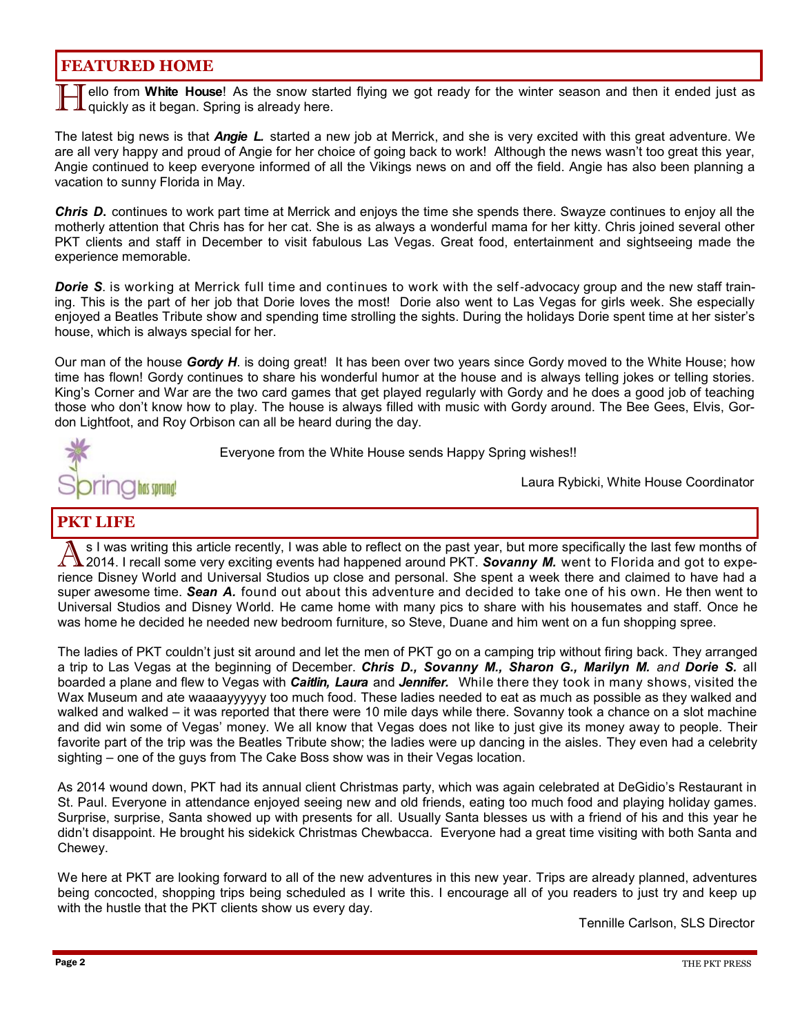## FEATURED HOME

Hello from **White House**! As the snow started flying we got ready for the winter season and then it ended just as quickly as it began. Spring is already here.

The latest big news is that ***Angie L.*** started a new job at Merrick, and she is very excited with this great adventure. We are all very happy and proud of Angie for her choice of going back to work! Although the news wasn't too great this year, Angie continued to keep everyone informed of all the Vikings news on and off the field. Angie has also been planning a vacation to sunny Florida in May.

***Chris D.*** continues to work part time at Merrick and enjoys the time she spends there. Swayze continues to enjoy all the motherly attention that Chris has for her cat. She is as always a wonderful mama for her kitty. Chris joined several other PKT clients and staff in December to visit fabulous Las Vegas. Great food, entertainment and sightseeing made the experience memorable.

***Dorie S***. is working at Merrick full time and continues to work with the self-advocacy group and the new staff training. This is the part of her job that Dorie loves the most! Dorie also went to Las Vegas for girls week. She especially enjoyed a Beatles Tribute show and spending time strolling the sights. During the holidays Dorie spent time at her sister's house, which is always special for her.

Our man of the house ***Gordy H***. is doing great! It has been over two years since Gordy moved to the White House; how time has flown! Gordy continues to share his wonderful humor at the house and is always telling jokes or telling stories. King's Corner and War are the two card games that get played regularly with Gordy and he does a good job of teaching those who don't know how to play. The house is always filled with music with Gordy around. The Bee Gees, Elvis, Gordon Lightfoot, and Roy Orbison can all be heard during the day.

Spring has sprung!

Everyone from the White House sends Happy Spring wishes!!

Laura Rybicki, White House Coordinator

## PKT LIFE

As I was writing this article recently, I was able to reflect on the past year, but more specifically the last few months of 2014. I recall some very exciting events had happened around PKT. ***Sovanny M.*** went to Florida and got to experience Disney World and Universal Studios up close and personal. She spent a week there and claimed to have had a super awesome time. ***Sean A.*** found out about this adventure and decided to take one of his own. He then went to Universal Studios and Disney World. He came home with many pics to share with his housemates and staff. Once he was home he decided he needed new bedroom furniture, so Steve, Duane and him went on a fun shopping spree.

The ladies of PKT couldn't just sit around and let the men of PKT go on a camping trip without firing back. They arranged a trip to Las Vegas at the beginning of December. ***Chris D., Sovanny M., Sharon G., Marilyn M.*** *and* ***Dorie S.*** all boarded a plane and flew to Vegas with ***Caitlin, Laura*** and ***Jennifer.*** While there they took in many shows, visited the Wax Museum and ate waaaayyyyyy too much food. These ladies needed to eat as much as possible as they walked and walked and walked – it was reported that there were 10 mile days while there. Sovanny took a chance on a slot machine and did win some of Vegas' money. We all know that Vegas does not like to just give its money away to people. Their favorite part of the trip was the Beatles Tribute show; the ladies were up dancing in the aisles. They even had a celebrity sighting – one of the guys from The Cake Boss show was in their Vegas location.

As 2014 wound down, PKT had its annual client Christmas party, which was again celebrated at DeGidio's Restaurant in St. Paul. Everyone in attendance enjoyed seeing new and old friends, eating too much food and playing holiday games. Surprise, surprise, Santa showed up with presents for all. Usually Santa blesses us with a friend of his and this year he didn't disappoint. He brought his sidekick Christmas Chewbacca. Everyone had a great time visiting with both Santa and Chewey.

We here at PKT are looking forward to all of the new adventures in this new year. Trips are already planned, adventures being concocted, shopping trips being scheduled as I write this. I encourage all of you readers to just try and keep up with the hustle that the PKT clients show us every day.

Tennille Carlson, SLS Director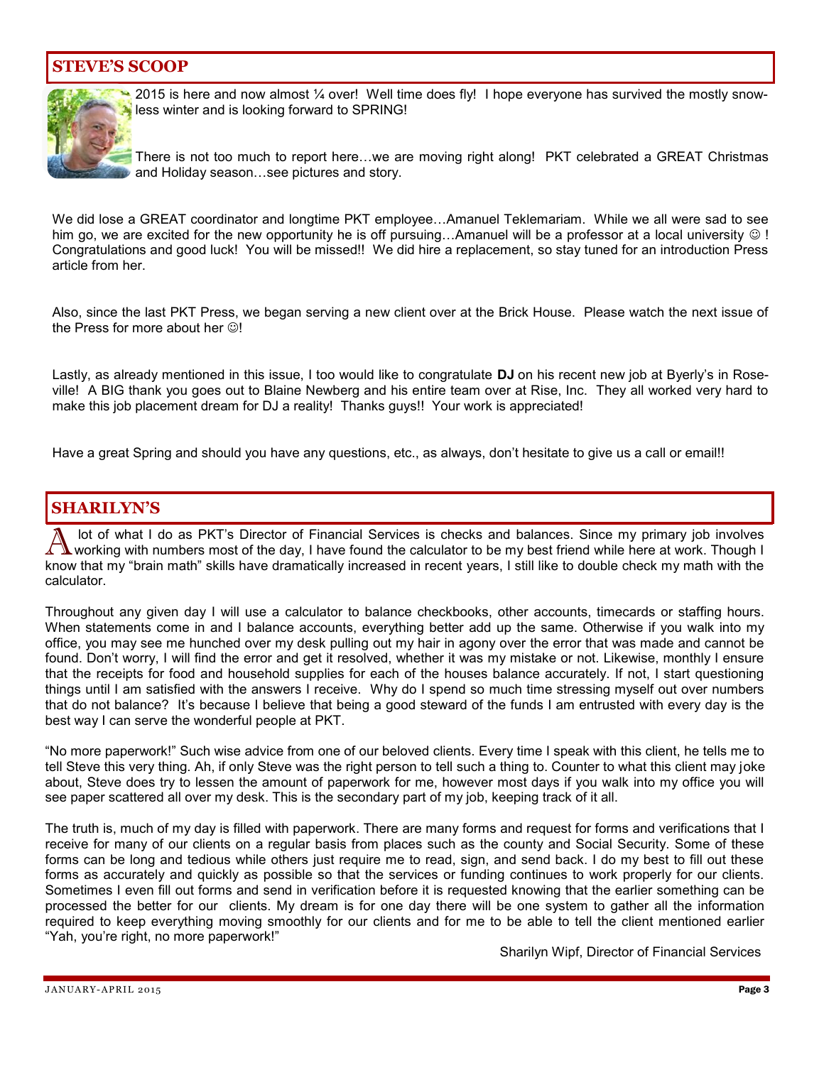## STEVE'S SCOOP

2015 is here and now almost ¼ over! Well time does fly! I hope everyone has survived the mostly snow-less winter and is looking forward to SPRING!

There is not too much to report here…we are moving right along! PKT celebrated a GREAT Christmas and Holiday season…see pictures and story.

We did lose a GREAT coordinator and longtime PKT employee…Amanuel Teklemariam. While we all were sad to see him go, we are excited for the new opportunity he is off pursuing…Amanuel will be a professor at a local university ☺ ! Congratulations and good luck! You will be missed!! We did hire a replacement, so stay tuned for an introduction Press article from her.

Also, since the last PKT Press, we began serving a new client over at the Brick House. Please watch the next issue of the Press for more about her ☺!

Lastly, as already mentioned in this issue, I too would like to congratulate **DJ** on his recent new job at Byerly's in Roseville! A BIG thank you goes out to Blaine Newberg and his entire team over at Rise, Inc. They all worked very hard to make this job placement dream for DJ a reality! Thanks guys!! Your work is appreciated!

Have a great Spring and should you have any questions, etc., as always, don't hesitate to give us a call or email!!

## SHARILYN'S

A lot of what I do as PKT's Director of Financial Services is checks and balances. Since my primary job involves working with numbers most of the day, I have found the calculator to be my best friend while here at work. Though I know that my "brain math" skills have dramatically increased in recent years, I still like to double check my math with the calculator.

Throughout any given day I will use a calculator to balance checkbooks, other accounts, timecards or staffing hours. When statements come in and I balance accounts, everything better add up the same. Otherwise if you walk into my office, you may see me hunched over my desk pulling out my hair in agony over the error that was made and cannot be found. Don't worry, I will find the error and get it resolved, whether it was my mistake or not. Likewise, monthly I ensure that the receipts for food and household supplies for each of the houses balance accurately. If not, I start questioning things until I am satisfied with the answers I receive. Why do I spend so much time stressing myself out over numbers that do not balance? It's because I believe that being a good steward of the funds I am entrusted with every day is the best way I can serve the wonderful people at PKT.

"No more paperwork!" Such wise advice from one of our beloved clients. Every time I speak with this client, he tells me to tell Steve this very thing. Ah, if only Steve was the right person to tell such a thing to. Counter to what this client may joke about, Steve does try to lessen the amount of paperwork for me, however most days if you walk into my office you will see paper scattered all over my desk. This is the secondary part of my job, keeping track of it all.

The truth is, much of my day is filled with paperwork. There are many forms and request for forms and verifications that I receive for many of our clients on a regular basis from places such as the county and Social Security. Some of these forms can be long and tedious while others just require me to read, sign, and send back. I do my best to fill out these forms as accurately and quickly as possible so that the services or funding continues to work properly for our clients. Sometimes I even fill out forms and send in verification before it is requested knowing that the earlier something can be processed the better for our clients. My dream is for one day there will be one system to gather all the information required to keep everything moving smoothly for our clients and for me to be able to tell the client mentioned earlier "Yah, you're right, no more paperwork!"

Sharilyn Wipf, Director of Financial Services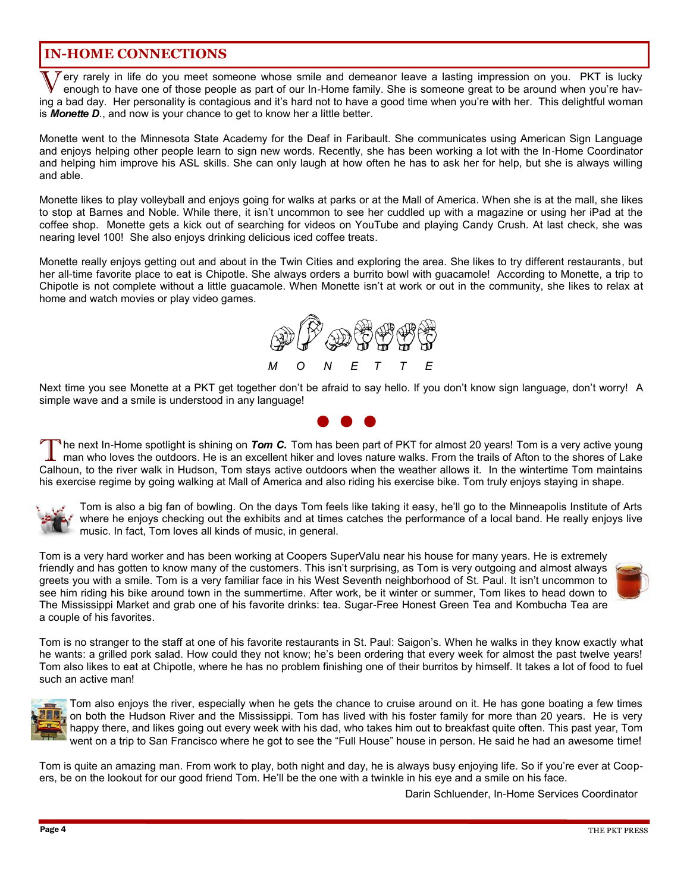## IN-HOME CONNECTIONS

Very rarely in life do you meet someone whose smile and demeanor leave a lasting impression on you. PKT is lucky enough to have one of those people as part of our In-Home family. She is someone great to be around when you're having a bad day. Her personality is contagious and it's hard not to have a good time when you're with her. This delightful woman is ***Monette D***., and now is your chance to get to know her a little better.

Monette went to the Minnesota State Academy for the Deaf in Faribault. She communicates using American Sign Language and enjoys helping other people learn to sign new words. Recently, she has been working a lot with the In-Home Coordinator and helping him improve his ASL skills. She can only laugh at how often he has to ask her for help, but she is always willing and able.

Monette likes to play volleyball and enjoys going for walks at parks or at the Mall of America. When she is at the mall, she likes to stop at Barnes and Noble. While there, it isn't uncommon to see her cuddled up with a magazine or using her iPad at the coffee shop. Monette gets a kick out of searching for videos on YouTube and playing Candy Crush. At last check, she was nearing level 100! She also enjoys drinking delicious iced coffee treats.

Monette really enjoys getting out and about in the Twin Cities and exploring the area. She likes to try different restaurants, but her all-time favorite place to eat is Chipotle. She always orders a burrito bowl with guacamole! According to Monette, a trip to Chipotle is not complete without a little guacamole. When Monette isn't at work or out in the community, she likes to relax at home and watch movies or play video games.

*M O N E T T E*

Next time you see Monette at a PKT get together don't be afraid to say hello. If you don't know sign language, don't worry! A simple wave and a smile is understood in any language!

The next In-Home spotlight is shining on ***Tom C.*** Tom has been part of PKT for almost 20 years! Tom is a very active young man who loves the outdoors. He is an excellent hiker and loves nature walks. From the trails of Afton to the shores of Lake Calhoun, to the river walk in Hudson, Tom stays active outdoors when the weather allows it. In the wintertime Tom maintains his exercise regime by going walking at Mall of America and also riding his exercise bike. Tom truly enjoys staying in shape.

Tom is also a big fan of bowling. On the days Tom feels like taking it easy, he'll go to the Minneapolis Institute of Arts where he enjoys checking out the exhibits and at times catches the performance of a local band. He really enjoys live music. In fact, Tom loves all kinds of music, in general.

Tom is a very hard worker and has been working at Coopers SuperValu near his house for many years. He is extremely friendly and has gotten to know many of the customers. This isn't surprising, as Tom is very outgoing and almost always greets you with a smile. Tom is a very familiar face in his West Seventh neighborhood of St. Paul. It isn't uncommon to see him riding his bike around town in the summertime. After work, be it winter or summer, Tom likes to head down to The Mississippi Market and grab one of his favorite drinks: tea. Sugar-Free Honest Green Tea and Kombucha Tea are a couple of his favorites.

Tom is no stranger to the staff at one of his favorite restaurants in St. Paul: Saigon's. When he walks in they know exactly what he wants: a grilled pork salad. How could they not know; he's been ordering that every week for almost the past twelve years! Tom also likes to eat at Chipotle, where he has no problem finishing one of their burritos by himself. It takes a lot of food to fuel such an active man!

Tom also enjoys the river, especially when he gets the chance to cruise around on it. He has gone boating a few times on both the Hudson River and the Mississippi. Tom has lived with his foster family for more than 20 years. He is very happy there, and likes going out every week with his dad, who takes him out to breakfast quite often. This past year, Tom went on a trip to San Francisco where he got to see the "Full House" house in person. He said he had an awesome time!

Tom is quite an amazing man. From work to play, both night and day, he is always busy enjoying life. So if you're ever at Coopers, be on the lookout for our good friend Tom. He'll be the one with a twinkle in his eye and a smile on his face.

Darin Schluender, In-Home Services Coordinator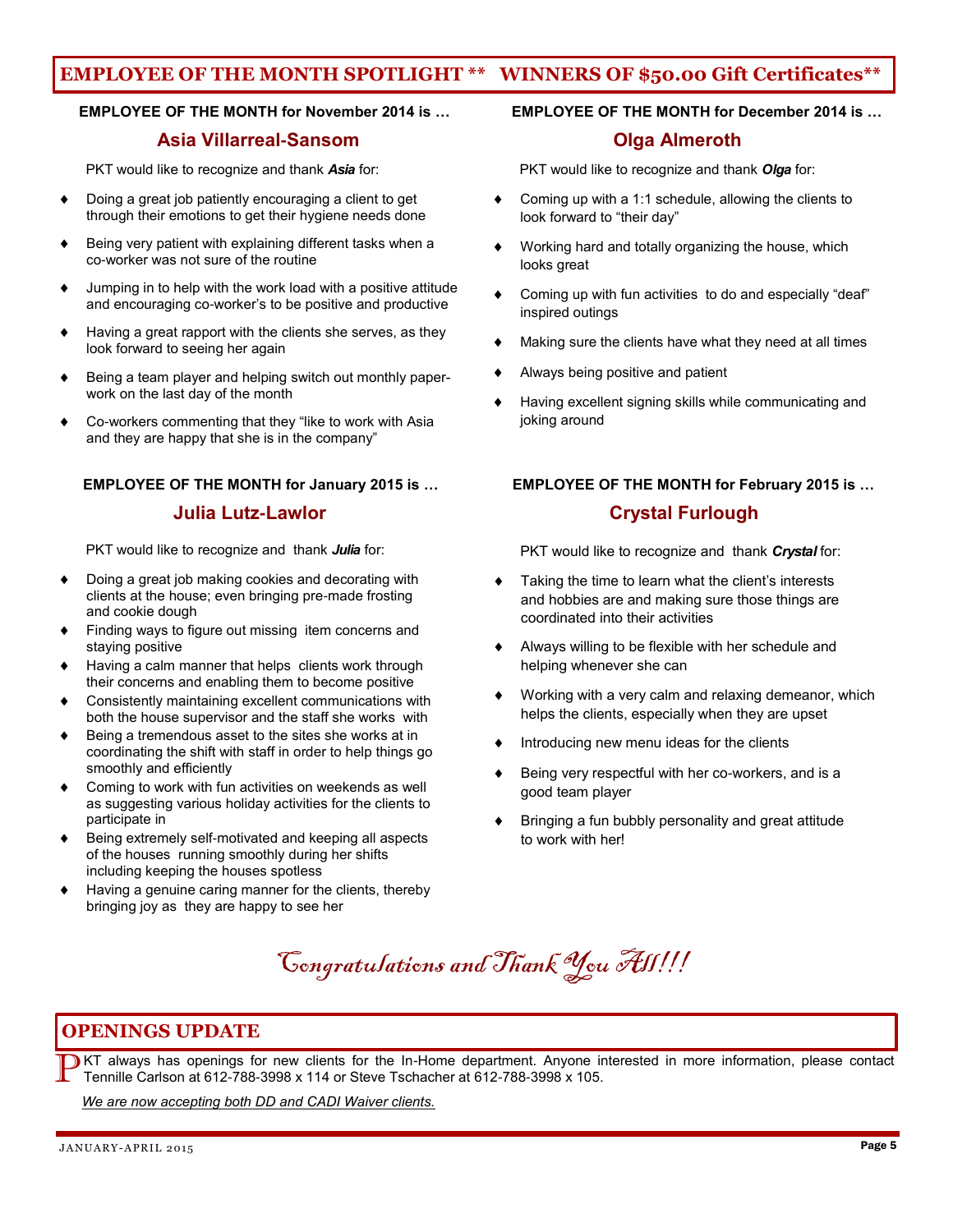## EMPLOYEE OF THE MONTH SPOTLIGHT ** WINNERS OF $50.00 Gift Certificates**

**EMPLOYEE OF THE MONTH for November 2014 is …**

### Asia Villarreal-Sansom

PKT would like to recognize and thank ***Asia*** for:

- Doing a great job patiently encouraging a client to get through their emotions to get their hygiene needs done
- Being very patient with explaining different tasks when a co-worker was not sure of the routine
- Jumping in to help with the work load with a positive attitude and encouraging co-worker's to be positive and productive
- Having a great rapport with the clients she serves, as they look forward to seeing her again
- Being a team player and helping switch out monthly paper-work on the last day of the month
- Co-workers commenting that they "like to work with Asia and they are happy that she is in the company"

**EMPLOYEE OF THE MONTH for December 2014 is …**

### Olga Almeroth

PKT would like to recognize and thank ***Olga*** for:

- Coming up with a 1:1 schedule, allowing the clients to look forward to "their day"
- Working hard and totally organizing the house, which looks great
- Coming up with fun activities to do and especially "deaf" inspired outings
- Making sure the clients have what they need at all times
- Always being positive and patient
- Having excellent signing skills while communicating and joking around

**EMPLOYEE OF THE MONTH for January 2015 is …**

### Julia Lutz-Lawlor

PKT would like to recognize and thank ***Julia*** for:

- Doing a great job making cookies and decorating with clients at the house; even bringing pre-made frosting and cookie dough
- Finding ways to figure out missing item concerns and staying positive
- Having a calm manner that helps clients work through their concerns and enabling them to become positive
- Consistently maintaining excellent communications with both the house supervisor and the staff she works with
- Being a tremendous asset to the sites she works at in coordinating the shift with staff in order to help things go smoothly and efficiently
- Coming to work with fun activities on weekends as well as suggesting various holiday activities for the clients to participate in
- Being extremely self-motivated and keeping all aspects of the houses running smoothly during her shifts including keeping the houses spotless
- Having a genuine caring manner for the clients, thereby bringing joy as they are happy to see her

**EMPLOYEE OF THE MONTH for February 2015 is …**

### Crystal Furlough

PKT would like to recognize and thank ***Crystal*** for:

- Taking the time to learn what the client's interests and hobbies are and making sure those things are coordinated into their activities
- Always willing to be flexible with her schedule and helping whenever she can
- Working with a very calm and relaxing demeanor, which helps the clients, especially when they are upset
- Introducing new menu ideas for the clients
- Being very respectful with her co-workers, and is a good team player
- Bringing a fun bubbly personality and great attitude to work with her!

*Congratulations and Thank You All!!!*

## OPENINGS UPDATE

PKT always has openings for new clients for the In-Home department. Anyone interested in more information, please contact Tennille Carlson at 612-788-3998 x 114 or Steve Tschacher at 612-788-3998 x 105.

*We are now accepting both DD and CADI Waiver clients.*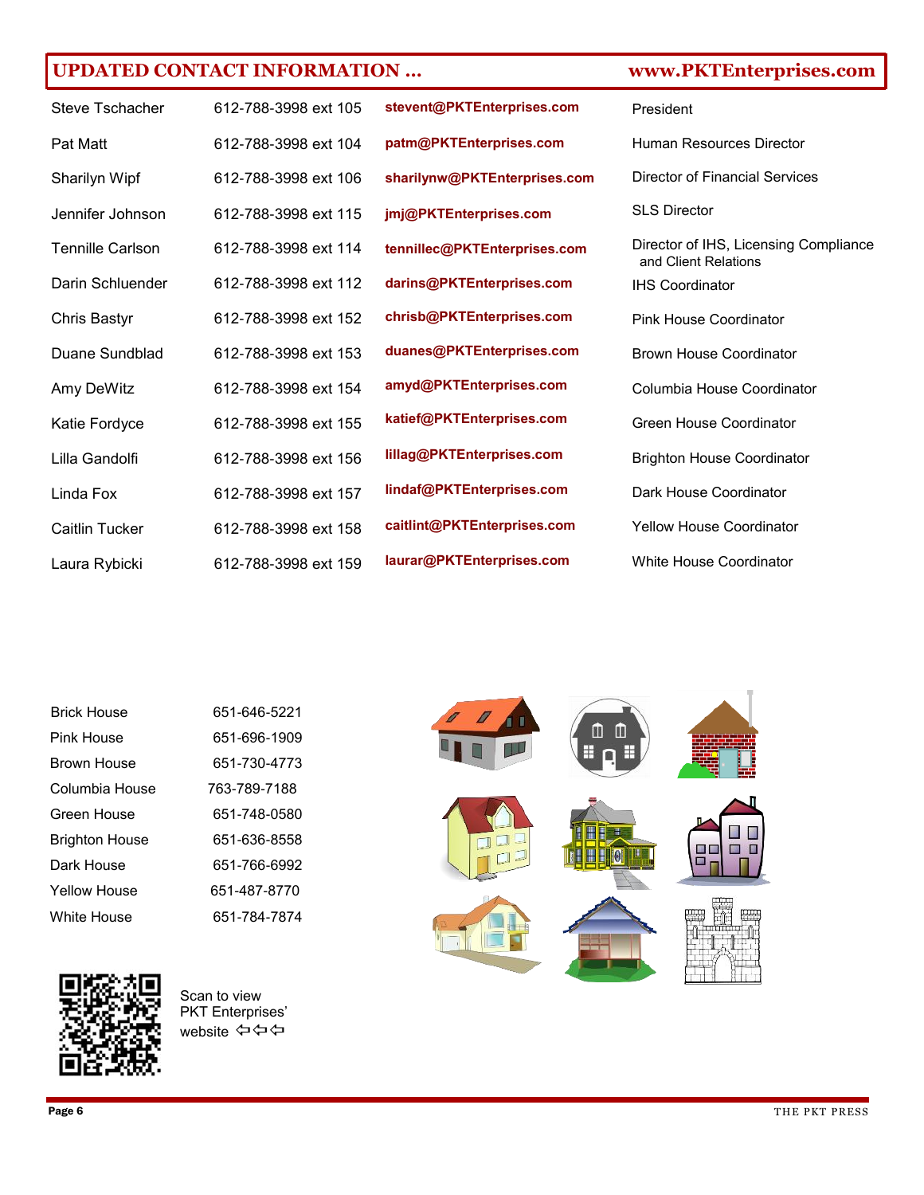## UPDATED CONTACT INFORMATION … www.PKTEnterprises.com

| Name | Phone | Email | Title |
|---|---|---|---|
| Steve Tschacher | 612-788-3998 ext 105 | **stevent@PKTEnterprises.com** | President |
| Pat Matt | 612-788-3998 ext 104 | **patm@PKTEnterprises.com** | Human Resources Director |
| Sharilyn Wipf | 612-788-3998 ext 106 | **sharilynw@PKTEnterprises.com** | Director of Financial Services |
| Jennifer Johnson | 612-788-3998 ext 115 | **jmj@PKTEnterprises.com** | SLS Director |
| Tennille Carlson | 612-788-3998 ext 114 | **tennillec@PKTEnterprises.com** | Director of IHS, Licensing Compliance and Client Relations |
| Darin Schluender | 612-788-3998 ext 112 | **darins@PKTEnterprises.com** | IHS Coordinator |
| Chris Bastyr | 612-788-3998 ext 152 | **chrisb@PKTEnterprises.com** | Pink House Coordinator |
| Duane Sundblad | 612-788-3998 ext 153 | **duanes@PKTEnterprises.com** | Brown House Coordinator |
| Amy DeWitz | 612-788-3998 ext 154 | **amyd@PKTEnterprises.com** | Columbia House Coordinator |
| Katie Fordyce | 612-788-3998 ext 155 | **katief@PKTEnterprises.com** | Green House Coordinator |
| Lilla Gandolfi | 612-788-3998 ext 156 | **lillag@PKTEnterprises.com** | Brighton House Coordinator |
| Linda Fox | 612-788-3998 ext 157 | **lindaf@PKTEnterprises.com** | Dark House Coordinator |
| Caitlin Tucker | 612-788-3998 ext 158 | **caitlint@PKTEnterprises.com** | Yellow House Coordinator |
| Laura Rybicki | 612-788-3998 ext 159 | **laurar@PKTEnterprises.com** | White House Coordinator |

| House | Phone |
|---|---|
| Brick House | 651-646-5221 |
| Pink House | 651-696-1909 |
| Brown House | 651-730-4773 |
| Columbia House | 763-789-7188 |
| Green House | 651-748-0580 |
| Brighton House | 651-636-8558 |
| Dark House | 651-766-6992 |
| Yellow House | 651-487-8770 |
| White House | 651-784-7874 |

Scan to view PKT Enterprises' website ⇦⇦⇦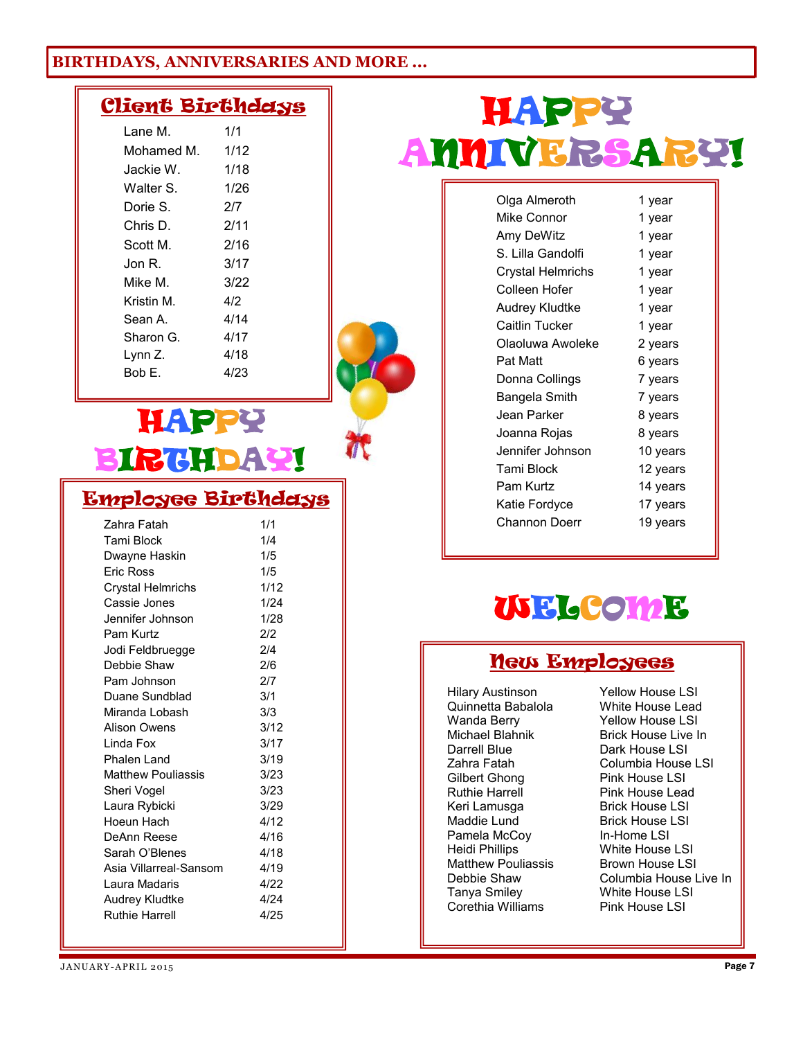## BIRTHDAYS, ANNIVERSARIES AND MORE …

### Client Birthdays

| Name | Date |
|---|---|
| Lane M. | 1/1 |
| Mohamed M. | 1/12 |
| Jackie W. | 1/18 |
| Walter S. | 1/26 |
| Dorie S. | 2/7 |
| Chris D. | 2/11 |
| Scott M. | 2/16 |
| Jon R. | 3/17 |
| Mike M. | 3/22 |
| Kristin M. | 4/2 |
| Sean A. | 4/14 |
| Sharon G. | 4/17 |
| Lynn Z. | 4/18 |
| Bob E. | 4/23 |

# HAPPY BIRTHDAY!

### Employee Birthdays

| Name | Date |
|---|---|
| Zahra Fatah | 1/1 |
| Tami Block | 1/4 |
| Dwayne Haskin | 1/5 |
| Eric Ross | 1/5 |
| Crystal Helmrichs | 1/12 |
| Cassie Jones | 1/24 |
| Jennifer Johnson | 1/28 |
| Pam Kurtz | 2/2 |
| Jodi Feldbruegge | 2/4 |
| Debbie Shaw | 2/6 |
| Pam Johnson | 2/7 |
| Duane Sundblad | 3/1 |
| Miranda Lobash | 3/3 |
| Alison Owens | 3/12 |
| Linda Fox | 3/17 |
| Phalen Land | 3/19 |
| Matthew Pouliassis | 3/23 |
| Sheri Vogel | 3/23 |
| Laura Rybicki | 3/29 |
| Hoeun Hach | 4/12 |
| DeAnn Reese | 4/16 |
| Sarah O'Blenes | 4/18 |
| Asia Villarreal-Sansom | 4/19 |
| Laura Madaris | 4/22 |
| Audrey Kludtke | 4/24 |
| Ruthie Harrell | 4/25 |

# HAPPY ANNIVERSARY!

| Name | Years |
|---|---|
| Olga Almeroth | 1 year |
| Mike Connor | 1 year |
| Amy DeWitz | 1 year |
| S. Lilla Gandolfi | 1 year |
| Crystal Helmrichs | 1 year |
| Colleen Hofer | 1 year |
| Audrey Kludtke | 1 year |
| Caitlin Tucker | 1 year |
| Olaoluwa Awoleke | 2 years |
| Pat Matt | 6 years |
| Donna Collings | 7 years |
| Bangela Smith | 7 years |
| Jean Parker | 8 years |
| Joanna Rojas | 8 years |
| Jennifer Johnson | 10 years |
| Tami Block | 12 years |
| Pam Kurtz | 14 years |
| Katie Fordyce | 17 years |
| Channon Doerr | 19 years |

# WELCOME

### New Employees

| Name | Position |
|---|---|
| Hilary Austinson | Yellow House LSI |
| Quinnetta Babalola | White House Lead |
| Wanda Berry | Yellow House LSI |
| Michael Blahnik | Brick House Live In |
| Darrell Blue | Dark House LSI |
| Zahra Fatah | Columbia House LSI |
| Gilbert Ghong | Pink House LSI |
| Ruthie Harrell | Pink House Lead |
| Keri Lamusga | Brick House LSI |
| Maddie Lund | Brick House LSI |
| Pamela McCoy | In-Home LSI |
| Heidi Phillips | White House LSI |
| Matthew Pouliassis | Brown House LSI |
| Debbie Shaw | Columbia House Live In |
| Tanya Smiley | White House LSI |
| Corethia Williams | Pink House LSI |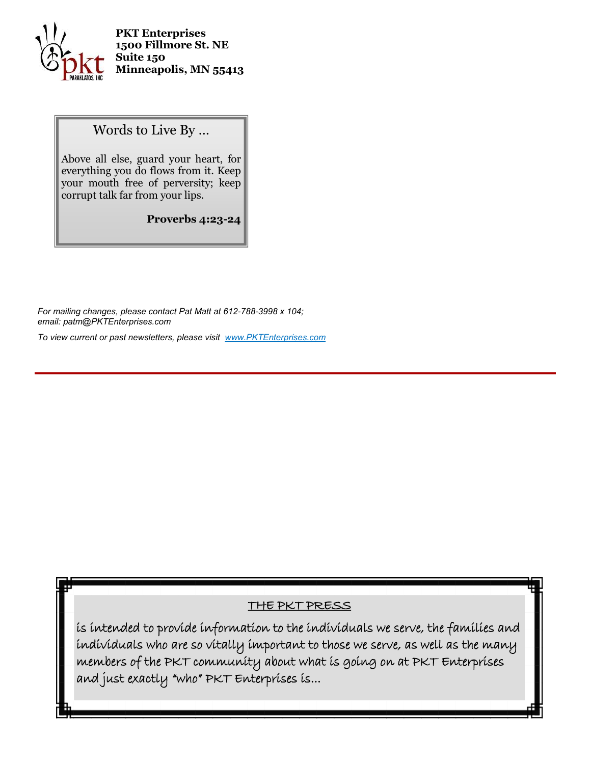**PKT Enterprises**
**1500 Fillmore St. NE**
**Suite 150**
**Minneapolis, MN 55413**

## Words to Live By …

Above all else, guard your heart, for everything you do flows from it. Keep your mouth free of perversity; keep corrupt talk far from your lips.

**Proverbs 4:23-24**

*For mailing changes, please contact Pat Matt at 612-788-3998 x 104; email: patm@PKTEnterprises.com*

*To view current or past newsletters, please visit www.PKTEnterprises.com*

---

## THE PKT PRESS

is intended to provide information to the individuals we serve, the families and individuals who are so vitally important to those we serve, as well as the many members of the PKT community about what is going on at PKT Enterprises and just exactly "who" PKT Enterprises is…